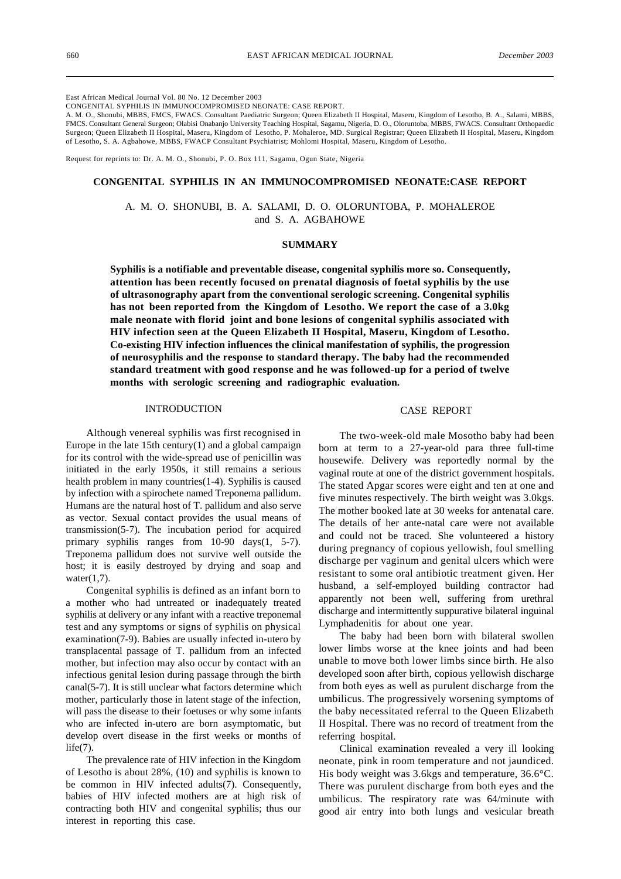East African Medical Journal Vol. 80 No. 12 December 2003

CONGENITAL SYPHILIS IN IMMUNOCOMPROMISED NEONATE: CASE REPORT.

A. M. O., Shonubi, MBBS, FMCS, FWACS. Consultant Paediatric Surgeon; Queen Elizabeth II Hospital, Maseru, Kingdom of Lesotho, B. A., Salami, MBBS, FMCS. Consultant General Surgeon; Olabisi Onabanjo University Teaching Hospital, Sagamu, Nigeria, D. O., Oloruntoba, MBBS, FWACS. Consultant Orthopaedic Surgeon; Queen Elizabeth II Hospital, Maseru, Kingdom of Lesotho, P. Mohaleroe, MD. Surgical Registrar; Queen Elizabeth II Hospital, Maseru, Kingdom of Lesotho, S. A. Agbahowe, MBBS, FWACP Consultant Psychiatrist; Mohlomi Hospital, Maseru, Kingdom of Lesotho.

Request for reprints to: Dr. A. M. O., Shonubi, P. O. Box 111, Sagamu, Ogun State, Nigeria

# CONGENITAL SYPHILIS IN AN IMMUNOCOMPROMISED NEONATE:CASE REPORT

A. M. O. SHONUBI, B. A. SALAMI, D. O. OLORUNTOBA, P. MOHALEROE and S. A. AGBAHOWE

## SUMMARY

**Syphilis is a notifiable and preventable disease, congenital syphilis more so. Consequently, attention has been recently focused on prenatal diagnosis of foetal syphilis by the use of ultrasonography apart from the conventional serologic screening. Congenital syphilis has not been reported from the Kingdom of Lesotho. We report the case of a 3.0kg male neonate with florid joint and bone lesions of congenital syphilis associated with HIV infection seen at the Queen Elizabeth II Hospital, Maseru, Kingdom of Lesotho. Co-existing HIV infection influences the clinical manifestation of syphilis, the progression of neurosyphilis and the response to standard therapy. The baby had the recommended standard treatment with good response and he was followed-up for a period of twelve months with serologic screening and radiographic evaluation.**

## INTRODUCTION

Although venereal syphilis was first recognised in Europe in the late 15th century(1) and a global campaign for its control with the wide-spread use of penicillin was initiated in the early 1950s, it still remains a serious health problem in many countries(1-4). Syphilis is caused by infection with a spirochete named Treponema pallidum. Humans are the natural host of T. pallidum and also serve as vector. Sexual contact provides the usual means of transmission(5-7). The incubation period for acquired primary syphilis ranges from 10-90 days(1, 5-7). Treponema pallidum does not survive well outside the host; it is easily destroyed by drying and soap and water(1,7).

Congenital syphilis is defined as an infant born to a mother who had untreated or inadequately treated syphilis at delivery or any infant with a reactive treponemal test and any symptoms or signs of syphilis on physical examination(7-9). Babies are usually infected in-utero by transplacental passage of T. pallidum from an infected mother, but infection may also occur by contact with an infectious genital lesion during passage through the birth canal(5-7). It is still unclear what factors determine which mother, particularly those in latent stage of the infection, will pass the disease to their foetuses or why some infants who are infected in-utero are born asymptomatic, but develop overt disease in the first weeks or months of life(7).

The prevalence rate of HIV infection in the Kingdom of Lesotho is about 28%, (10) and syphilis is known to be common in HIV infected adults(7). Consequently, babies of HIV infected mothers are at high risk of contracting both HIV and congenital syphilis; thus our interest in reporting this case.

## CASE REPORT

The two-week-old male Mosotho baby had been born at term to a 27-year-old para three full-time housewife. Delivery was reportedly normal by the vaginal route at one of the district government hospitals. The stated Apgar scores were eight and ten at one and five minutes respectively. The birth weight was 3.0kgs. The mother booked late at 30 weeks for antenatal care. The details of her ante-natal care were not available and could not be traced. She volunteered a history during pregnancy of copious yellowish, foul smelling discharge per vaginum and genital ulcers which were resistant to some oral antibiotic treatment given. Her husband, a self-employed building contractor had apparently not been well, suffering from urethral discharge and intermittently suppurative bilateral inguinal Lymphadenitis for about one year.

The baby had been born with bilateral swollen lower limbs worse at the knee joints and had been unable to move both lower limbs since birth. He also developed soon after birth, copious yellowish discharge from both eyes as well as purulent discharge from the umbilicus. The progressively worsening symptoms of the baby necessitated referral to the Queen Elizabeth II Hospital. There was no record of treatment from the referring hospital.

Clinical examination revealed a very ill looking neonate, pink in room temperature and not jaundiced. His body weight was 3.6kgs and temperature, 36.6°C. There was purulent discharge from both eyes and the umbilicus. The respiratory rate was 64/minute with good air entry into both lungs and vesicular breath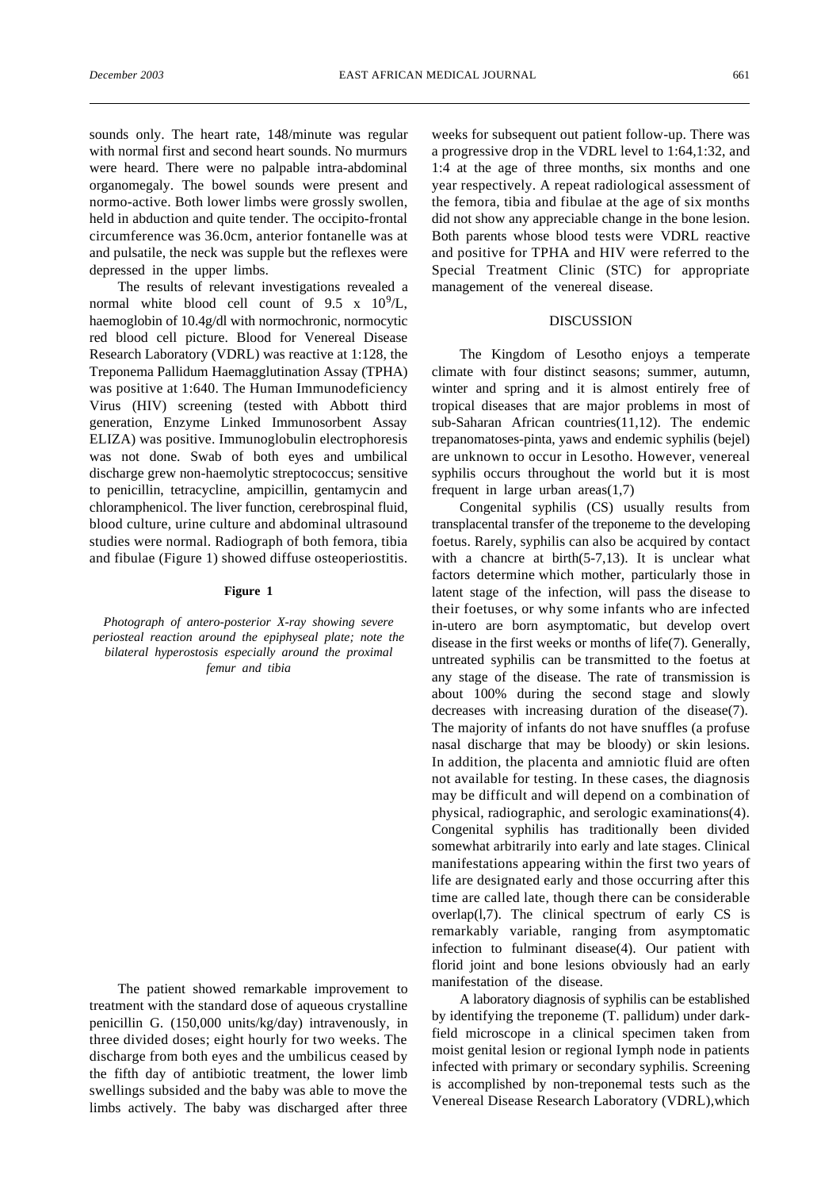sounds only. The heart rate, 148/minute was regular with normal first and second heart sounds. No murmurs were heard. There were no palpable intra-abdominal organomegaly. The bowel sounds were present and normo-active. Both lower limbs were grossly swollen, held in abduction and quite tender. The occipito-frontal circumference was 36.0cm, anterior fontanelle was at and pulsatile, the neck was supple but the reflexes were depressed in the upper limbs.

The results of relevant investigations revealed a normal white blood cell count of 9.5 x $10^9$/L, haemoglobin of 10.4g/dl with normochronic, normocytic red blood cell picture. Blood for Venereal Disease Research Laboratory (VDRL) was reactive at 1:128, the Treponema Pallidum Haemagglutination Assay (TPHA) was positive at 1:640. The Human Immunodeficiency Virus (HIV) screening (tested with Abbott third generation, Enzyme Linked Immunosorbent Assay ELIZA) was positive. Immunoglobulin electrophoresis was not done. Swab of both eyes and umbilical discharge grew non-haemolytic streptococcus; sensitive to penicillin, tetracycline, ampicillin, gentamycin and chloramphenicol. The liver function, cerebrospinal fluid, blood culture, urine culture and abdominal ultrasound studies were normal. Radiograph of both femora, tibia and fibulae (Figure 1) showed diffuse osteoperiostitis.

**Figure 1**

*Photograph of antero-posterior X-ray showing severe periosteal reaction around the epiphyseal plate; note the bilateral hyperostosis especially around the proximal femur and tibia*

The patient showed remarkable improvement to treatment with the standard dose of aqueous crystalline penicillin G. (150,000 units/kg/day) intravenously, in three divided doses; eight hourly for two weeks. The discharge from both eyes and the umbilicus ceased by the fifth day of antibiotic treatment, the lower limb swellings subsided and the baby was able to move the limbs actively. The baby was discharged after three weeks for subsequent out patient follow-up. There was a progressive drop in the VDRL level to 1:64,1:32, and 1:4 at the age of three months, six months and one year respectively. A repeat radiological assessment of the femora, tibia and fibulae at the age of six months did not show any appreciable change in the bone lesion. Both parents whose blood tests were VDRL reactive and positive for TPHA and HIV were referred to the Special Treatment Clinic (STC) for appropriate management of the venereal disease.

## DISCUSSION

The Kingdom of Lesotho enjoys a temperate climate with four distinct seasons; summer, autumn, winter and spring and it is almost entirely free of tropical diseases that are major problems in most of sub-Saharan African countries(11,12). The endemic trepanomatoses-pinta, yaws and endemic syphilis (bejel) are unknown to occur in Lesotho. However, venereal syphilis occurs throughout the world but it is most frequent in large urban areas(1,7)

Congenital syphilis (CS) usually results from transplacental transfer of the treponeme to the developing foetus. Rarely, syphilis can also be acquired by contact with a chancre at birth(5-7,13). It is unclear what factors determine which mother, particularly those in latent stage of the infection, will pass the disease to their foetuses, or why some infants who are infected in-utero are born asymptomatic, but develop overt disease in the first weeks or months of life(7). Generally, untreated syphilis can be transmitted to the foetus at any stage of the disease. The rate of transmission is about 100% during the second stage and slowly decreases with increasing duration of the disease(7). The majority of infants do not have snuffles (a profuse nasal discharge that may be bloody) or skin lesions. In addition, the placenta and amniotic fluid are often not available for testing. In these cases, the diagnosis may be difficult and will depend on a combination of physical, radiographic, and serologic examinations(4). Congenital syphilis has traditionally been divided somewhat arbitrarily into early and late stages. Clinical manifestations appearing within the first two years of life are designated early and those occurring after this time are called late, though there can be considerable overlap(l,7). The clinical spectrum of early CS is remarkably variable, ranging from asymptomatic infection to fulminant disease(4). Our patient with florid joint and bone lesions obviously had an early manifestation of the disease.

A laboratory diagnosis of syphilis can be established by identifying the treponeme (T. pallidum) under dark-field microscope in a clinical specimen taken from moist genital lesion or regional Iymph node in patients infected with primary or secondary syphilis. Screening is accomplished by non-treponemal tests such as the Venereal Disease Research Laboratory (VDRL),which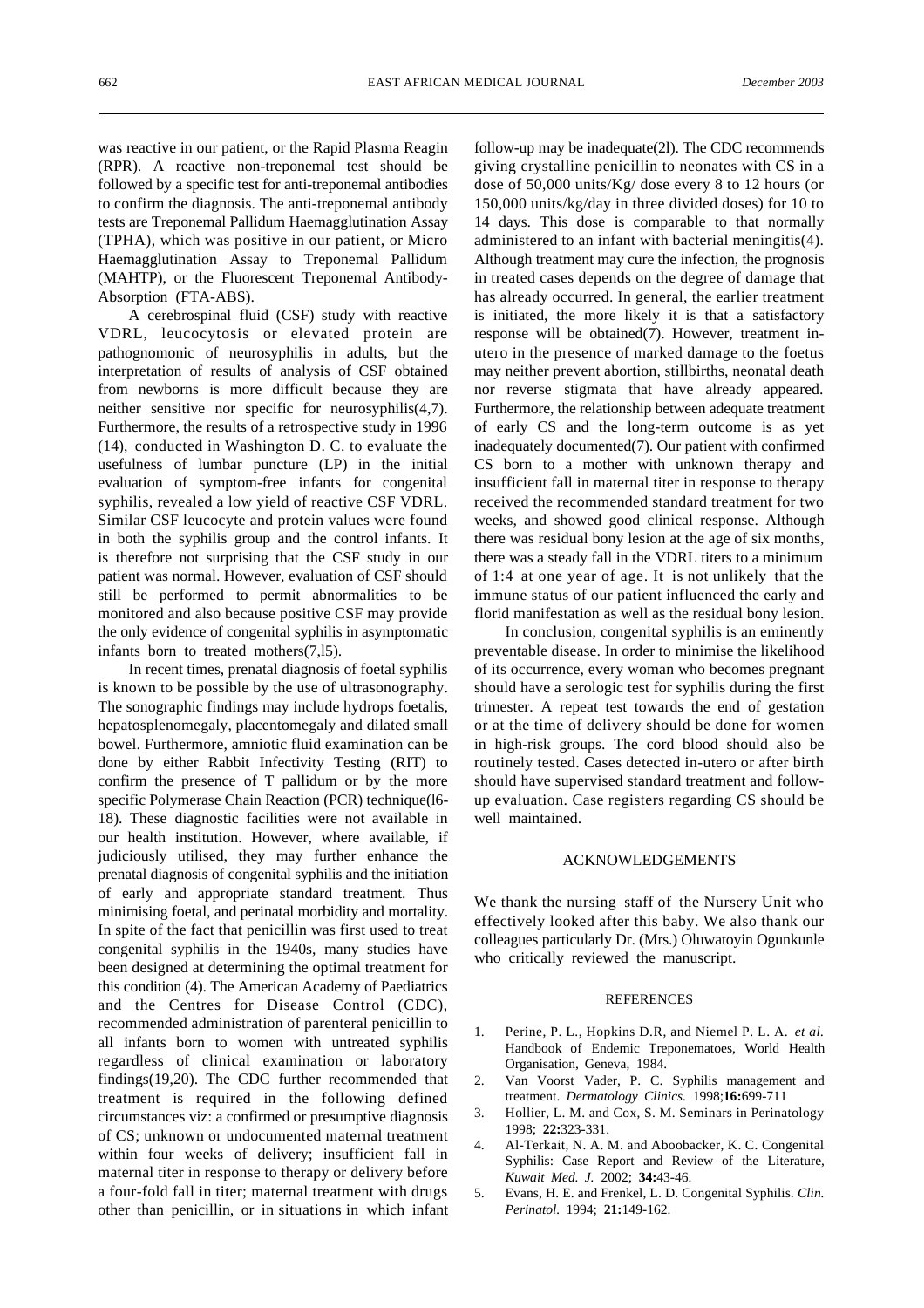was reactive in our patient, or the Rapid Plasma Reagin (RPR). A reactive non-treponemal test should be followed by a specific test for anti-treponemal antibodies to confirm the diagnosis. The anti-treponemal antibody tests are Treponemal Pallidum Haemagglutination Assay (TPHA), which was positive in our patient, or Micro Haemagglutination Assay to Treponemal Pallidum (MAHTP), or the Fluorescent Treponemal Antibody-Absorption (FTA-ABS).

A cerebrospinal fluid (CSF) study with reactive VDRL, leucocytosis or elevated protein are pathognomonic of neurosyphilis in adults, but the interpretation of results of analysis of CSF obtained from newborns is more difficult because they are neither sensitive nor specific for neurosyphilis(4,7). Furthermore, the results of a retrospective study in 1996 (14), conducted in Washington D. C. to evaluate the usefulness of lumbar puncture (LP) in the initial evaluation of symptom-free infants for congenital syphilis, revealed a low yield of reactive CSF VDRL. Similar CSF leucocyte and protein values were found in both the syphilis group and the control infants. It is therefore not surprising that the CSF study in our patient was normal. However, evaluation of CSF should still be performed to permit abnormalities to be monitored and also because positive CSF may provide the only evidence of congenital syphilis in asymptomatic infants born to treated mothers(7,l5).

In recent times, prenatal diagnosis of foetal syphilis is known to be possible by the use of ultrasonography. The sonographic findings may include hydrops foetalis, hepatosplenomegaly, placentomegaly and dilated small bowel. Furthermore, amniotic fluid examination can be done by either Rabbit Infectivity Testing (RIT) to confirm the presence of T pallidum or by the more specific Polymerase Chain Reaction (PCR) technique(l6-18). These diagnostic facilities were not available in our health institution. However, where available, if judiciously utilised, they may further enhance the prenatal diagnosis of congenital syphilis and the initiation of early and appropriate standard treatment. Thus minimising foetal, and perinatal morbidity and mortality. In spite of the fact that penicillin was first used to treat congenital syphilis in the 1940s, many studies have been designed at determining the optimal treatment for this condition (4). The American Academy of Paediatrics and the Centres for Disease Control (CDC), recommended administration of parenteral penicillin to all infants born to women with untreated syphilis regardless of clinical examination or laboratory findings(19,20). The CDC further recommended that treatment is required in the following defined circumstances viz: a confirmed or presumptive diagnosis of CS; unknown or undocumented maternal treatment within four weeks of delivery; insufficient fall in maternal titer in response to therapy or delivery before a four-fold fall in titer; maternal treatment with drugs other than penicillin, or in situations in which infant follow-up may be inadequate(2l). The CDC recommends giving crystalline penicillin to neonates with CS in a dose of 50,000 units/Kg/ dose every 8 to 12 hours (or 150,000 units/kg/day in three divided doses) for 10 to 14 days. This dose is comparable to that normally administered to an infant with bacterial meningitis(4). Although treatment may cure the infection, the prognosis in treated cases depends on the degree of damage that has already occurred. In general, the earlier treatment is initiated, the more likely it is that a satisfactory response will be obtained(7). However, treatment in-utero in the presence of marked damage to the foetus may neither prevent abortion, stillbirths, neonatal death nor reverse stigmata that have already appeared. Furthermore, the relationship between adequate treatment of early CS and the long-term outcome is as yet inadequately documented(7). Our patient with confirmed CS born to a mother with unknown therapy and insufficient fall in maternal titer in response to therapy received the recommended standard treatment for two weeks, and showed good clinical response. Although there was residual bony lesion at the age of six months, there was a steady fall in the VDRL titers to a minimum of 1:4 at one year of age. It is not unlikely that the immune status of our patient influenced the early and florid manifestation as well as the residual bony lesion.

In conclusion, congenital syphilis is an eminently preventable disease. In order to minimise the likelihood of its occurrence, every woman who becomes pregnant should have a serologic test for syphilis during the first trimester. A repeat test towards the end of gestation or at the time of delivery should be done for women in high-risk groups. The cord blood should also be routinely tested. Cases detected in-utero or after birth should have supervised standard treatment and follow-up evaluation. Case registers regarding CS should be well maintained.

## ACKNOWLEDGEMENTS

We thank the nursing staff of the Nursery Unit who effectively looked after this baby. We also thank our colleagues particularly Dr. (Mrs.) Oluwatoyin Ogunkunle who critically reviewed the manuscript.

## REFERENCES

1. Perine, P. L., Hopkins D.R, and Niemel P. L. A. *et al.* Handbook of Endemic Treponematoes, World Health Organisation, Geneva, 1984.
2. Van Voorst Vader, P. C. Syphilis management and treatment. *Dermatology Clinics.* 1998;**16:**699-711
3. Hollier, L. M. and Cox, S. M. Seminars in Perinatology 1998; **22:**323-331.
4. Al-Terkait, N. A. M. and Aboobacker, K. C. Congenital Syphilis: Case Report and Review of the Literature, *Kuwait Med. J.* 2002; **34:**43-46.
5. Evans, H. E. and Frenkel, L. D. Congenital Syphilis. *Clin. Perinatol.* 1994; **21:**149-162.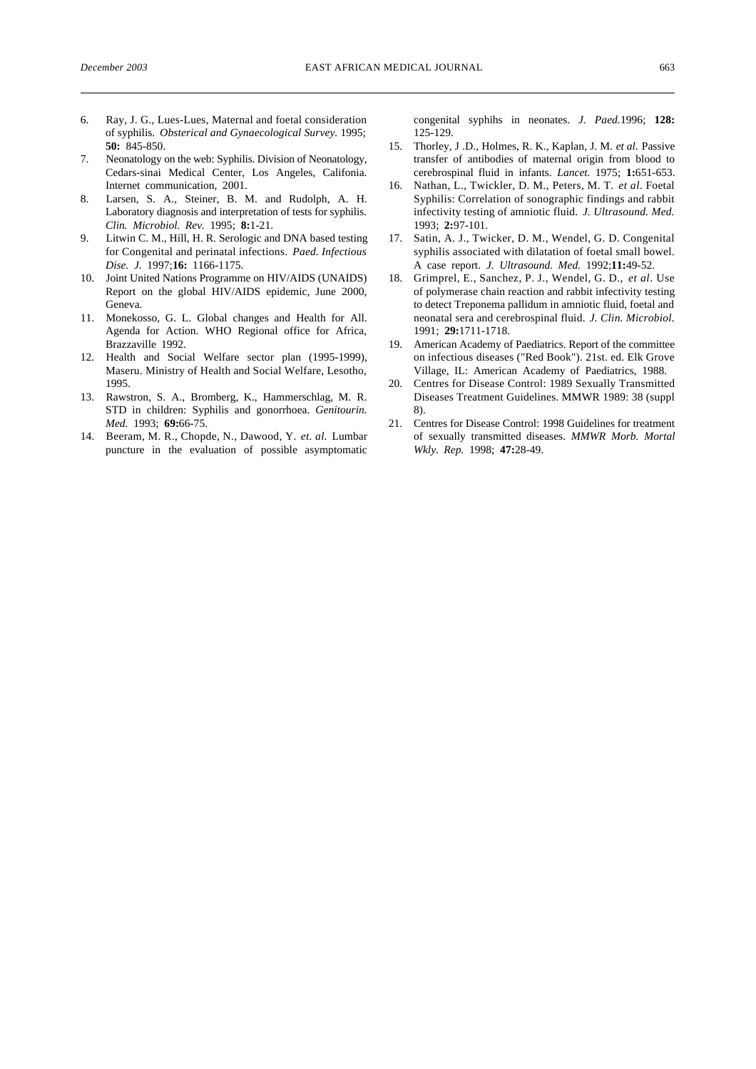6. Ray, J. G., Lues-Lues, Maternal and foetal consideration of syphilis. *Obsterical and Gynaecological Survey.* 1995; **50:** 845-850.
7. Neonatology on the web: Syphilis. Division of Neonatology, Cedars-sinai Medical Center, Los Angeles, Califonia. Internet communication, 2001.
8. Larsen, S. A., Steiner, B. M. and Rudolph, A. H. Laboratory diagnosis and interpretation of tests for syphilis. *Clin. Microbiol. Rev.* 1995; **8:**1-21.
9. Litwin C. M., Hill, H. R. Serologic and DNA based testing for Congenital and perinatal infections. *Paed. Infectious Dise. J.* 1997;**16:** 1166-1175.
10. Joint United Nations Programme on HIV/AIDS (UNAIDS) Report on the global HIV/AIDS epidemic, June 2000, Geneva.
11. Monekosso, G. L. Global changes and Health for All. Agenda for Action. WHO Regional office for Africa, Brazzaville 1992.
12. Health and Social Welfare sector plan (1995-1999), Maseru. Ministry of Health and Social Welfare, Lesotho, 1995.
13. Rawstron, S. A., Bromberg, K., Hammerschlag, M. R. STD in children: Syphilis and gonorrhoea. *Genitourin. Med.* 1993; **69:**66-75.
14. Beeram, M. R., Chopde, N., Dawood, Y. *et. al.* Lumbar puncture in the evaluation of possible asymptomatic congenital syphihs in neonates. *J. Paed.*1996; **128:** 125-129.
15. Thorley, J .D., Holmes, R. K., Kaplan, J. M. *et al.* Passive transfer of antibodies of maternal origin from blood to cerebrospinal fluid in infants. *Lancet.* 1975; **1:**651-653.
16. Nathan, L., Twickler, D. M., Peters, M. T. *et al*. Foetal Syphilis: Correlation of sonographic findings and rabbit infectivity testing of amniotic fluid. *J. Ultrasound. Med.* 1993; **2:**97-101.
17. Satin, A. J., Twicker, D. M., Wendel, G. D. Congenital syphilis associated with dilatation of foetal small bowel. A case report. *J. Ultrasound. Med.* 1992;**11:**49-52.
18. Grimprel, E., Sanchez, P. J., Wendel, G. D., *et al*. Use of polymerase chain reaction and rabbit infectivity testing to detect Treponema pallidum in amniotic fluid, foetal and neonatal sera and cerebrospinal fluid. *J. Clin. Microbiol*. 1991; **29:**1711-1718.
19. American Academy of Paediatrics. Report of the committee on infectious diseases ("Red Book"). 21st. ed. Elk Grove Village, IL: American Academy of Paediatrics, 1988.
20. Centres for Disease Control: 1989 Sexually Transmitted Diseases Treatment Guidelines. MMWR 1989: 38 (suppl 8).
21. Centres for Disease Control: 1998 Guidelines for treatment of sexually transmitted diseases. *MMWR Morb. Mortal Wkly. Rep.* 1998; **47:**28-49.